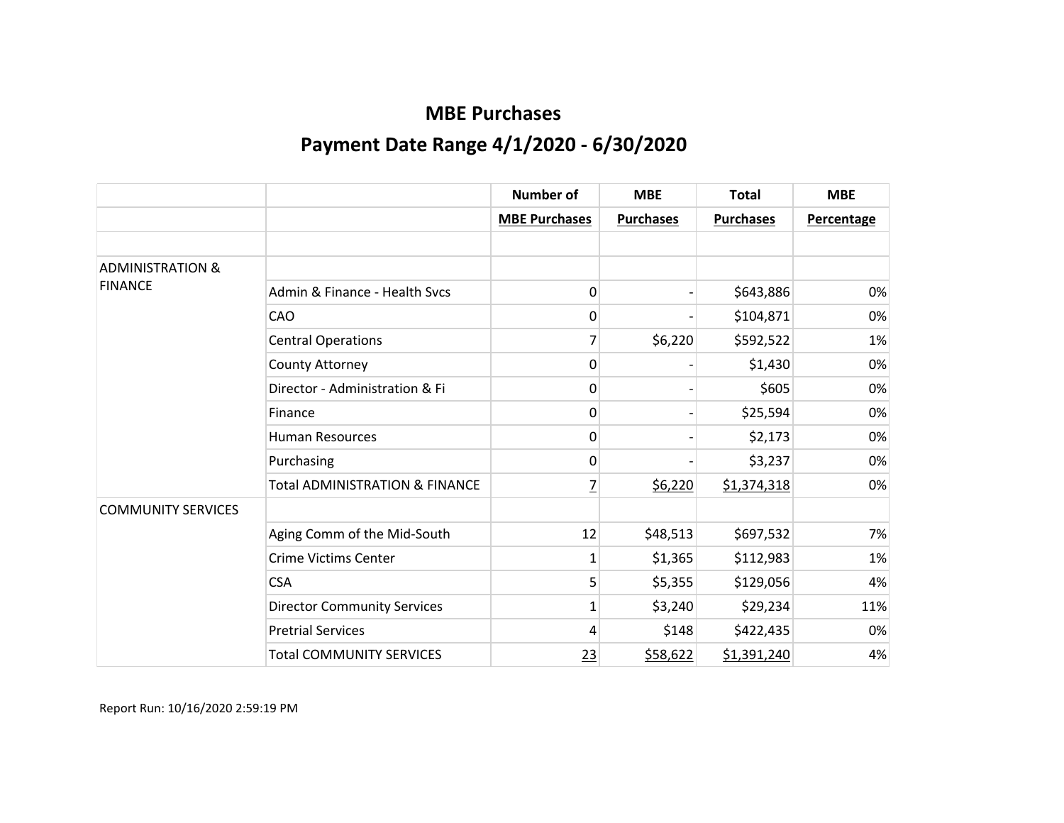# MBE Purchases

## Payment Date Range 4/1/2020 - 6/30/2020

| | | Number of | MBE | Total | MBE |
|---|---|---|---|---|---|
| | | MBE Purchases | Purchases | Purchases | Percentage |
| | | | | | |
| ADMINISTRATION & FINANCE | | | | | |
| | Admin & Finance - Health Svcs | 0 | - | $643,886 | 0% |
| | CAO | 0 | - | $104,871 | 0% |
| | Central Operations | 7 | $6,220 | $592,522 | 1% |
| | County Attorney | 0 | - | $1,430 | 0% |
| | Director - Administration & Fi | 0 | - | $605 | 0% |
| | Finance | 0 | - | $25,594 | 0% |
| | Human Resources | 0 | - | $2,173 | 0% |
| | Purchasing | 0 | - | $3,237 | 0% |
| | Total ADMINISTRATION & FINANCE | 7 | $6,220 | $1,374,318 | 0% |
| COMMUNITY SERVICES | | | | | |
| | Aging Comm of the Mid-South | 12 | $48,513 | $697,532 | 7% |
| | Crime Victims Center | 1 | $1,365 | $112,983 | 1% |
| | CSA | 5 | $5,355 | $129,056 | 4% |
| | Director Community Services | 1 | $3,240 | $29,234 | 11% |
| | Pretrial Services | 4 | $148 | $422,435 | 0% |
| | Total COMMUNITY SERVICES | 23 | $58,622 | $1,391,240 | 4% |

Report Run: 10/16/2020 2:59:19 PM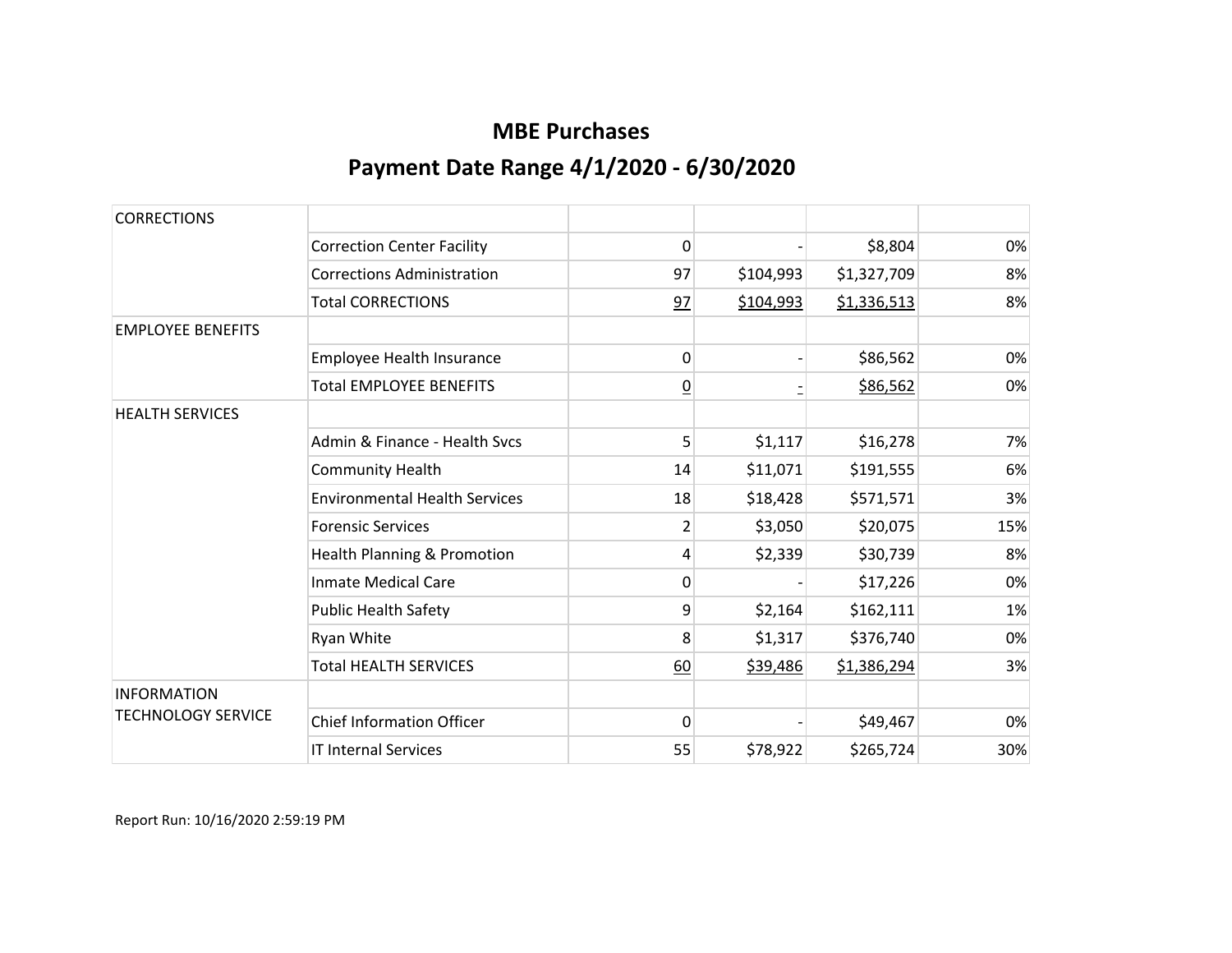# MBE Purchases

## Payment Date Range 4/1/2020 - 6/30/2020

| | | | | | |
|---|---|---|---|---|---|
| CORRECTIONS | | | | | |
| | Correction Center Facility | 0 | - | $8,804 | 0% |
| | Corrections Administration | 97 | $104,993 | $1,327,709 | 8% |
| | Total CORRECTIONS | 97 | $104,993 | $1,336,513 | 8% |
| EMPLOYEE BENEFITS | | | | | |
| | Employee Health Insurance | 0 | - | $86,562 | 0% |
| | Total EMPLOYEE BENEFITS | 0 | - | $86,562 | 0% |
| HEALTH SERVICES | | | | | |
| | Admin & Finance - Health Svcs | 5 | $1,117 | $16,278 | 7% |
| | Community Health | 14 | $11,071 | $191,555 | 6% |
| | Environmental Health Services | 18 | $18,428 | $571,571 | 3% |
| | Forensic Services | 2 | $3,050 | $20,075 | 15% |
| | Health Planning & Promotion | 4 | $2,339 | $30,739 | 8% |
| | Inmate Medical Care | 0 | - | $17,226 | 0% |
| | Public Health Safety | 9 | $2,164 | $162,111 | 1% |
| | Ryan White | 8 | $1,317 | $376,740 | 0% |
| | Total HEALTH SERVICES | 60 | $39,486 | $1,386,294 | 3% |
| INFORMATION TECHNOLOGY SERVICE | | | | | |
| | Chief Information Officer | 0 | - | $49,467 | 0% |
| | IT Internal Services | 55 | $78,922 | $265,724 | 30% |

Report Run: 10/16/2020 2:59:19 PM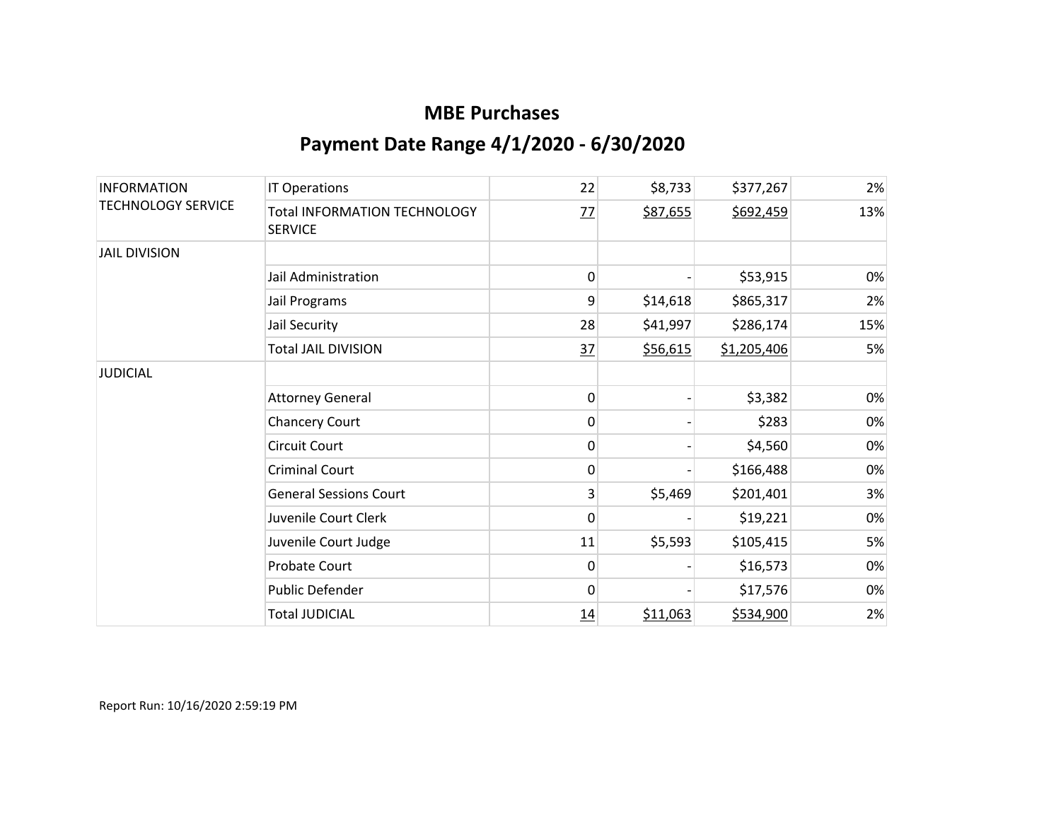# MBE Purchases

## Payment Date Range 4/1/2020 - 6/30/2020

| | | | | | |
|---|---|---|---|---|---|
| INFORMATION TECHNOLOGY SERVICE | IT Operations | 22 | $8,733 | $377,267 | 2% |
| | Total INFORMATION TECHNOLOGY SERVICE | 77 | $87,655 | $692,459 | 13% |
| JAIL DIVISION | | | | | |
| | Jail Administration | 0 | - | $53,915 | 0% |
| | Jail Programs | 9 | $14,618 | $865,317 | 2% |
| | Jail Security | 28 | $41,997 | $286,174 | 15% |
| | Total JAIL DIVISION | 37 | $56,615 | $1,205,406 | 5% |
| JUDICIAL | | | | | |
| | Attorney General | 0 | - | $3,382 | 0% |
| | Chancery Court | 0 | - | $283 | 0% |
| | Circuit Court | 0 | - | $4,560 | 0% |
| | Criminal Court | 0 | - | $166,488 | 0% |
| | General Sessions Court | 3 | $5,469 | $201,401 | 3% |
| | Juvenile Court Clerk | 0 | - | $19,221 | 0% |
| | Juvenile Court Judge | 11 | $5,593 | $105,415 | 5% |
| | Probate Court | 0 | - | $16,573 | 0% |
| | Public Defender | 0 | - | $17,576 | 0% |
| | Total JUDICIAL | 14 | $11,063 | $534,900 | 2% |

Report Run: 10/16/2020 2:59:19 PM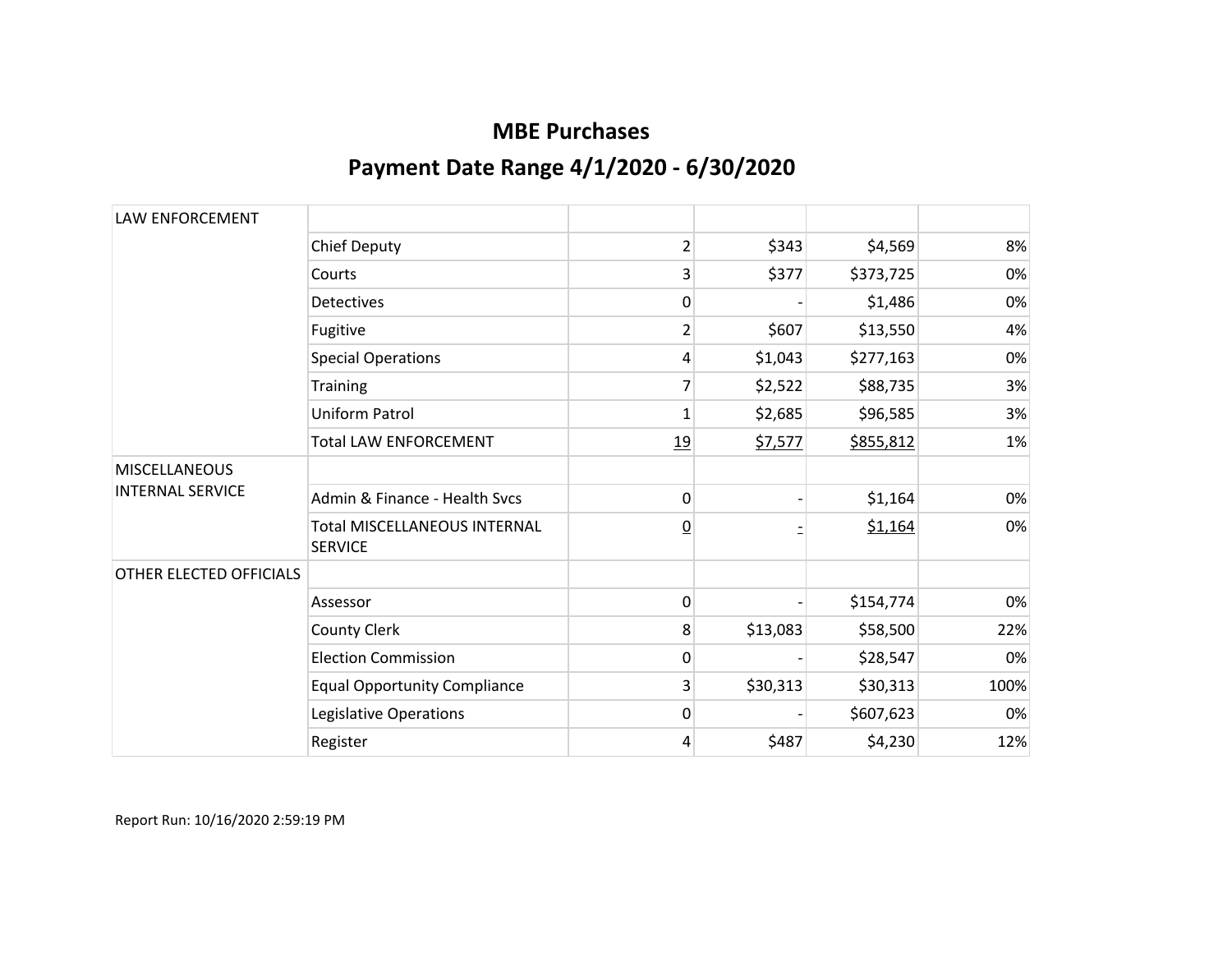# MBE Purchases

## Payment Date Range 4/1/2020 - 6/30/2020

| | | | | | |
|---|---|---|---|---|---|
| LAW ENFORCEMENT | | | | | |
| | Chief Deputy | 2 | $343 | $4,569 | 8% |
| | Courts | 3 | $377 | $373,725 | 0% |
| | Detectives | 0 | - | $1,486 | 0% |
| | Fugitive | 2 | $607 | $13,550 | 4% |
| | Special Operations | 4 | $1,043 | $277,163 | 0% |
| | Training | 7 | $2,522 | $88,735 | 3% |
| | Uniform Patrol | 1 | $2,685 | $96,585 | 3% |
| | Total LAW ENFORCEMENT | 19 | $7,577 | $855,812 | 1% |
| MISCELLANEOUS INTERNAL SERVICE | | | | | |
| | Admin & Finance - Health Svcs | 0 | - | $1,164 | 0% |
| | Total MISCELLANEOUS INTERNAL SERVICE | 0 | - | $1,164 | 0% |
| OTHER ELECTED OFFICIALS | | | | | |
| | Assessor | 0 | - | $154,774 | 0% |
| | County Clerk | 8 | $13,083 | $58,500 | 22% |
| | Election Commission | 0 | - | $28,547 | 0% |
| | Equal Opportunity Compliance | 3 | $30,313 | $30,313 | 100% |
| | Legislative Operations | 0 | - | $607,623 | 0% |
| | Register | 4 | $487 | $4,230 | 12% |

Report Run: 10/16/2020 2:59:19 PM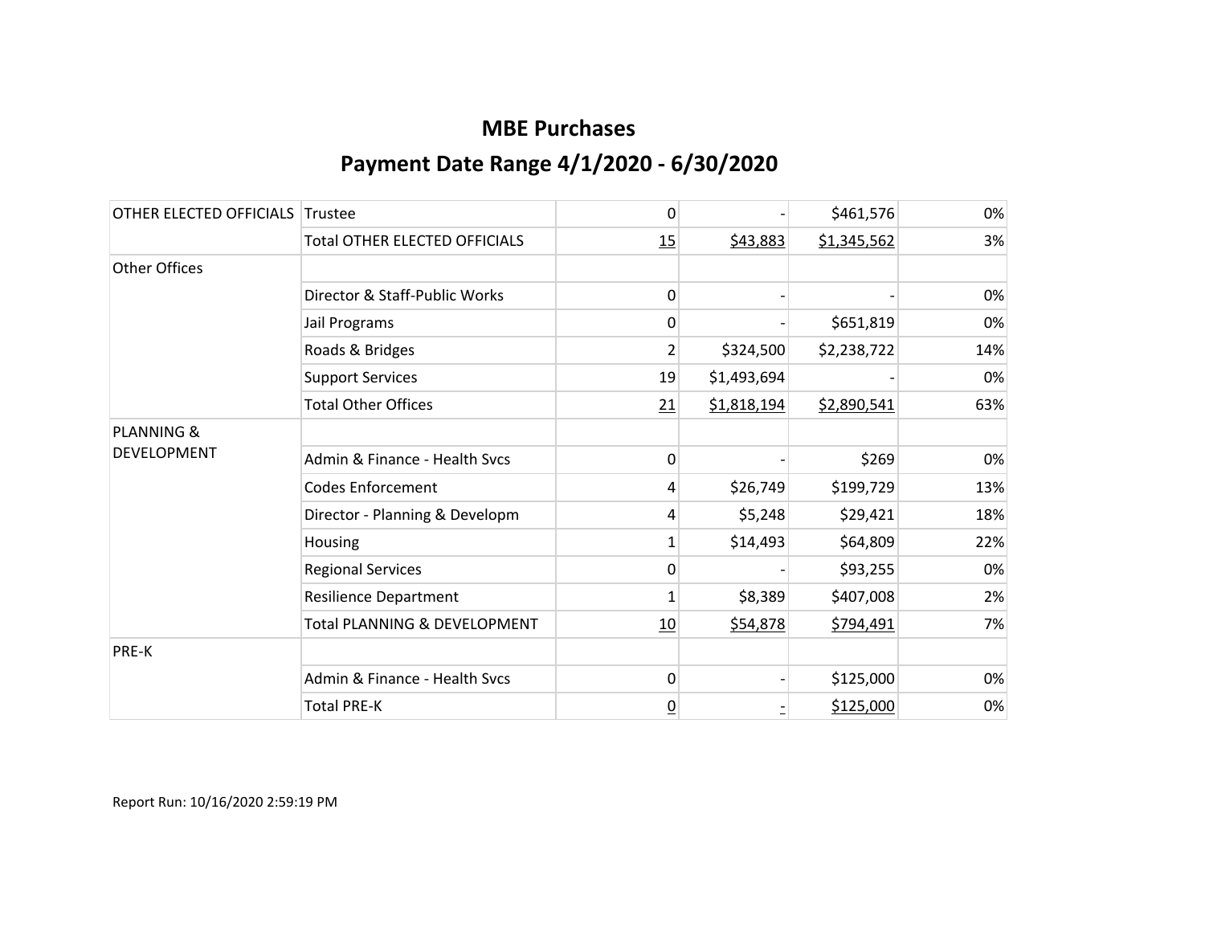# MBE Purchases

## Payment Date Range 4/1/2020 - 6/30/2020

| | | | | | |
|---|---|---|---|---|---|
| OTHER ELECTED OFFICIALS | Trustee | 0 | - | $461,576 | 0% |
| | Total OTHER ELECTED OFFICIALS | 15 | $43,883 | $1,345,562 | 3% |
| Other Offices | | | | | |
| | Director & Staff-Public Works | 0 | - | - | 0% |
| | Jail Programs | 0 | - | $651,819 | 0% |
| | Roads & Bridges | 2 | $324,500 | $2,238,722 | 14% |
| | Support Services | 19 | $1,493,694 | - | 0% |
| | Total Other Offices | 21 | $1,818,194 | $2,890,541 | 63% |
| PLANNING & DEVELOPMENT | | | | | |
| | Admin & Finance - Health Svcs | 0 | - | $269 | 0% |
| | Codes Enforcement | 4 | $26,749 | $199,729 | 13% |
| | Director - Planning & Developm | 4 | $5,248 | $29,421 | 18% |
| | Housing | 1 | $14,493 | $64,809 | 22% |
| | Regional Services | 0 | - | $93,255 | 0% |
| | Resilience Department | 1 | $8,389 | $407,008 | 2% |
| | Total PLANNING & DEVELOPMENT | 10 | $54,878 | $794,491 | 7% |
| PRE-K | | | | | |
| | Admin & Finance - Health Svcs | 0 | - | $125,000 | 0% |
| | Total PRE-K | 0 | - | $125,000 | 0% |

Report Run: 10/16/2020 2:59:19 PM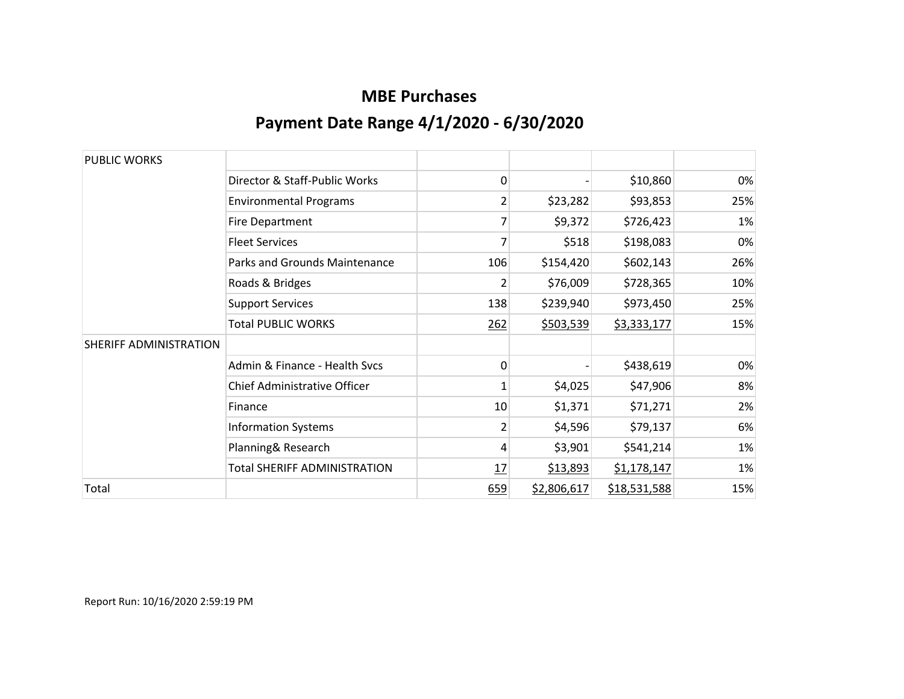# MBE Purchases

## Payment Date Range 4/1/2020 - 6/30/2020

| | | | | | |
|---|---|---|---|---|---|
| PUBLIC WORKS | | | | | |
| | Director & Staff-Public Works | 0 | - | $10,860 | 0% |
| | Environmental Programs | 2 | $23,282 | $93,853 | 25% |
| | Fire Department | 7 | $9,372 | $726,423 | 1% |
| | Fleet Services | 7 | $518 | $198,083 | 0% |
| | Parks and Grounds Maintenance | 106 | $154,420 | $602,143 | 26% |
| | Roads & Bridges | 2 | $76,009 | $728,365 | 10% |
| | Support Services | 138 | $239,940 | $973,450 | 25% |
| | Total PUBLIC WORKS | 262 | $503,539 | $3,333,177 | 15% |
| SHERIFF ADMINISTRATION | | | | | |
| | Admin & Finance - Health Svcs | 0 | - | $438,619 | 0% |
| | Chief Administrative Officer | 1 | $4,025 | $47,906 | 8% |
| | Finance | 10 | $1,371 | $71,271 | 2% |
| | Information Systems | 2 | $4,596 | $79,137 | 6% |
| | Planning& Research | 4 | $3,901 | $541,214 | 1% |
| | Total SHERIFF ADMINISTRATION | 17 | $13,893 | $1,178,147 | 1% |
| Total | | 659 | $2,806,617 | $18,531,588 | 15% |

Report Run: 10/16/2020 2:59:19 PM